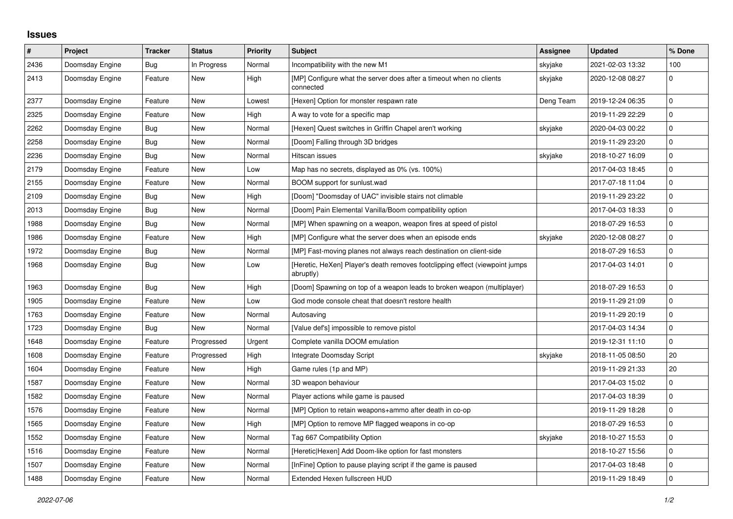# Issues

| # | Project | Tracker | Status | Priority | Subject | Assignee | Updated | % Done |
|---|---|---|---|---|---|---|---|---|
| 2436 | Doomsday Engine | Bug | In Progress | Normal | Incompatibility with the new M1 | skyjake | 2021-02-03 13:32 | 100 |
| 2413 | Doomsday Engine | Feature | New | High | [MP] Configure what the server does after a timeout when no clients connected | skyjake | 2020-12-08 08:27 | 0 |
| 2377 | Doomsday Engine | Feature | New | Lowest | [Hexen] Option for monster respawn rate | Deng Team | 2019-12-24 06:35 | 0 |
| 2325 | Doomsday Engine | Feature | New | High | A way to vote for a specific map | | 2019-11-29 22:29 | 0 |
| 2262 | Doomsday Engine | Bug | New | Normal | [Hexen] Quest switches in Griffin Chapel aren't working | skyjake | 2020-04-03 00:22 | 0 |
| 2258 | Doomsday Engine | Bug | New | Normal | [Doom] Falling through 3D bridges | | 2019-11-29 23:20 | 0 |
| 2236 | Doomsday Engine | Bug | New | Normal | Hitscan issues | skyjake | 2018-10-27 16:09 | 0 |
| 2179 | Doomsday Engine | Feature | New | Low | Map has no secrets, displayed as 0% (vs. 100%) | | 2017-04-03 18:45 | 0 |
| 2155 | Doomsday Engine | Feature | New | Normal | BOOM support for sunlust.wad | | 2017-07-18 11:04 | 0 |
| 2109 | Doomsday Engine | Bug | New | High | [Doom] "Doomsday of UAC" invisible stairs not climable | | 2019-11-29 23:22 | 0 |
| 2013 | Doomsday Engine | Bug | New | Normal | [Doom] Pain Elemental Vanilla/Boom compatibility option | | 2017-04-03 18:33 | 0 |
| 1988 | Doomsday Engine | Bug | New | Normal | [MP] When spawning on a weapon, weapon fires at speed of pistol | | 2018-07-29 16:53 | 0 |
| 1986 | Doomsday Engine | Feature | New | High | [MP] Configure what the server does when an episode ends | skyjake | 2020-12-08 08:27 | 0 |
| 1972 | Doomsday Engine | Bug | New | Normal | [MP] Fast-moving planes not always reach destination on client-side | | 2018-07-29 16:53 | 0 |
| 1968 | Doomsday Engine | Bug | New | Low | [Heretic, HeXen] Player's death removes footclipping effect (viewpoint jumps abruptly) | | 2017-04-03 14:01 | 0 |
| 1963 | Doomsday Engine | Bug | New | High | [Doom] Spawning on top of a weapon leads to broken weapon (multiplayer) | | 2018-07-29 16:53 | 0 |
| 1905 | Doomsday Engine | Feature | New | Low | God mode console cheat that doesn't restore health | | 2019-11-29 21:09 | 0 |
| 1763 | Doomsday Engine | Feature | New | Normal | Autosaving | | 2019-11-29 20:19 | 0 |
| 1723 | Doomsday Engine | Bug | New | Normal | [Value def's] impossible to remove pistol | | 2017-04-03 14:34 | 0 |
| 1648 | Doomsday Engine | Feature | Progressed | Urgent | Complete vanilla DOOM emulation | | 2019-12-31 11:10 | 0 |
| 1608 | Doomsday Engine | Feature | Progressed | High | Integrate Doomsday Script | skyjake | 2018-11-05 08:50 | 20 |
| 1604 | Doomsday Engine | Feature | New | High | Game rules (1p and MP) | | 2019-11-29 21:33 | 20 |
| 1587 | Doomsday Engine | Feature | New | Normal | 3D weapon behaviour | | 2017-04-03 15:02 | 0 |
| 1582 | Doomsday Engine | Feature | New | Normal | Player actions while game is paused | | 2017-04-03 18:39 | 0 |
| 1576 | Doomsday Engine | Feature | New | Normal | [MP] Option to retain weapons+ammo after death in co-op | | 2019-11-29 18:28 | 0 |
| 1565 | Doomsday Engine | Feature | New | High | [MP] Option to remove MP flagged weapons in co-op | | 2018-07-29 16:53 | 0 |
| 1552 | Doomsday Engine | Feature | New | Normal | Tag 667 Compatibility Option | skyjake | 2018-10-27 15:53 | 0 |
| 1516 | Doomsday Engine | Feature | New | Normal | [Heretic\|Hexen] Add Doom-like option for fast monsters | | 2018-10-27 15:56 | 0 |
| 1507 | Doomsday Engine | Feature | New | Normal | [InFine] Option to pause playing script if the game is paused | | 2017-04-03 18:48 | 0 |
| 1488 | Doomsday Engine | Feature | New | Normal | Extended Hexen fullscreen HUD | | 2019-11-29 18:49 | 0 |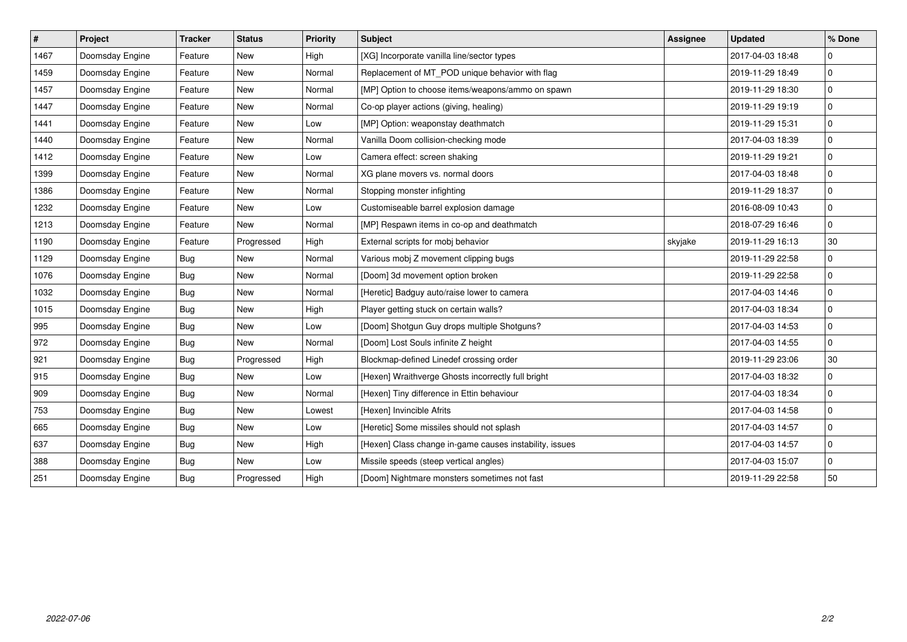| # | Project | Tracker | Status | Priority | Subject | Assignee | Updated | % Done |
|---|---|---|---|---|---|---|---|---|
| 1467 | Doomsday Engine | Feature | New | High | [XG] Incorporate vanilla line/sector types | | 2017-04-03 18:48 | 0 |
| 1459 | Doomsday Engine | Feature | New | Normal | Replacement of MT_POD unique behavior with flag | | 2019-11-29 18:49 | 0 |
| 1457 | Doomsday Engine | Feature | New | Normal | [MP] Option to choose items/weapons/ammo on spawn | | 2019-11-29 18:30 | 0 |
| 1447 | Doomsday Engine | Feature | New | Normal | Co-op player actions (giving, healing) | | 2019-11-29 19:19 | 0 |
| 1441 | Doomsday Engine | Feature | New | Low | [MP] Option: weaponstay deathmatch | | 2019-11-29 15:31 | 0 |
| 1440 | Doomsday Engine | Feature | New | Normal | Vanilla Doom collision-checking mode | | 2017-04-03 18:39 | 0 |
| 1412 | Doomsday Engine | Feature | New | Low | Camera effect: screen shaking | | 2019-11-29 19:21 | 0 |
| 1399 | Doomsday Engine | Feature | New | Normal | XG plane movers vs. normal doors | | 2017-04-03 18:48 | 0 |
| 1386 | Doomsday Engine | Feature | New | Normal | Stopping monster infighting | | 2019-11-29 18:37 | 0 |
| 1232 | Doomsday Engine | Feature | New | Low | Customiseable barrel explosion damage | | 2016-08-09 10:43 | 0 |
| 1213 | Doomsday Engine | Feature | New | Normal | [MP] Respawn items in co-op and deathmatch | | 2018-07-29 16:46 | 0 |
| 1190 | Doomsday Engine | Feature | Progressed | High | External scripts for mobj behavior | skyjake | 2019-11-29 16:13 | 30 |
| 1129 | Doomsday Engine | Bug | New | Normal | Various mobj Z movement clipping bugs | | 2019-11-29 22:58 | 0 |
| 1076 | Doomsday Engine | Bug | New | Normal | [Doom] 3d movement option broken | | 2019-11-29 22:58 | 0 |
| 1032 | Doomsday Engine | Bug | New | Normal | [Heretic] Badguy auto/raise lower to camera | | 2017-04-03 14:46 | 0 |
| 1015 | Doomsday Engine | Bug | New | High | Player getting stuck on certain walls? | | 2017-04-03 18:34 | 0 |
| 995 | Doomsday Engine | Bug | New | Low | [Doom] Shotgun Guy drops multiple Shotguns? | | 2017-04-03 14:53 | 0 |
| 972 | Doomsday Engine | Bug | New | Normal | [Doom] Lost Souls infinite Z height | | 2017-04-03 14:55 | 0 |
| 921 | Doomsday Engine | Bug | Progressed | High | Blockmap-defined Linedef crossing order | | 2019-11-29 23:06 | 30 |
| 915 | Doomsday Engine | Bug | New | Low | [Hexen] Wraithverge Ghosts incorrectly full bright | | 2017-04-03 18:32 | 0 |
| 909 | Doomsday Engine | Bug | New | Normal | [Hexen] Tiny difference in Ettin behaviour | | 2017-04-03 18:34 | 0 |
| 753 | Doomsday Engine | Bug | New | Lowest | [Hexen] Invincible Afrits | | 2017-04-03 14:58 | 0 |
| 665 | Doomsday Engine | Bug | New | Low | [Heretic] Some missiles should not splash | | 2017-04-03 14:57 | 0 |
| 637 | Doomsday Engine | Bug | New | High | [Hexen] Class change in-game causes instability, issues | | 2017-04-03 14:57 | 0 |
| 388 | Doomsday Engine | Bug | New | Low | Missile speeds (steep vertical angles) | | 2017-04-03 15:07 | 0 |
| 251 | Doomsday Engine | Bug | Progressed | High | [Doom] Nightmare monsters sometimes not fast | | 2019-11-29 22:58 | 50 |